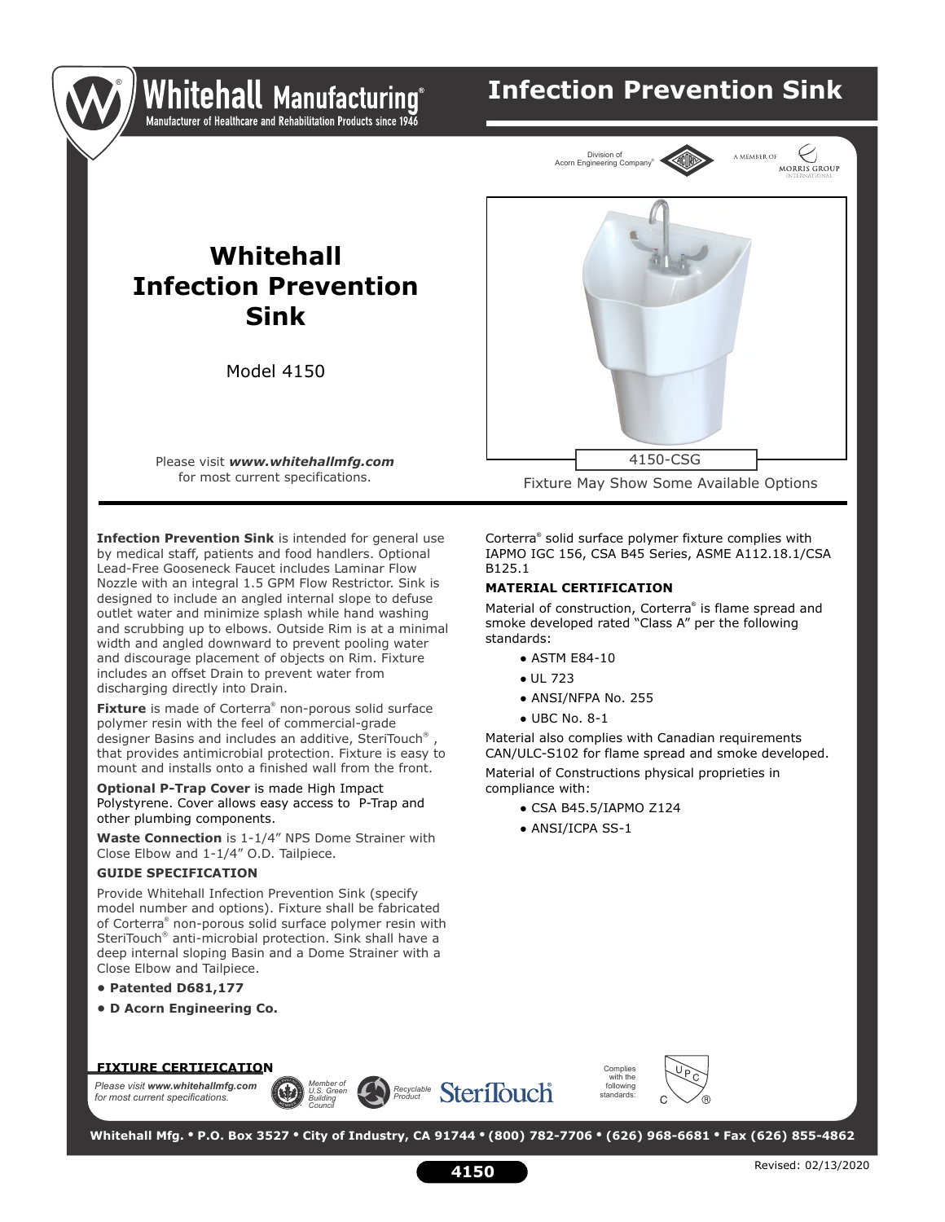# Whitehall Manufacturing®

Manufacturer of Healthcare and Rehabilitation Products since 1946

## Infection Prevention Sink

Division of Acorn Engineering Company® — A Member of Morris Group International

# Whitehall Infection Prevention Sink

Model 4150

Please visit ***www.whitehallmfg.com*** for most current specifications.

4150-CSG

Fixture May Show Some Available Options

**Infection Prevention Sink** is intended for general use by medical staff, patients and food handlers. Optional Lead-Free Gooseneck Faucet includes Laminar Flow Nozzle with an integral 1.5 GPM Flow Restrictor. Sink is designed to include an angled internal slope to defuse outlet water and minimize splash while hand washing and scrubbing up to elbows. Outside Rim is at a minimal width and angled downward to prevent pooling water and discourage placement of objects on Rim. Fixture includes an offset Drain to prevent water from discharging directly into Drain.

**Fixture** is made of Corterra® non-porous solid surface polymer resin with the feel of commercial-grade designer Basins and includes an additive, SteriTouch®, that provides antimicrobial protection. Fixture is easy to mount and installs onto a finished wall from the front.

**Optional P-Trap Cover** is made High Impact Polystyrene. Cover allows easy access to P-Trap and other plumbing components.

**Waste Connection** is 1-1/4" NPS Dome Strainer with Close Elbow and 1-1/4" O.D. Tailpiece.

**GUIDE SPECIFICATION**

Provide Whitehall Infection Prevention Sink (specify model number and options). Fixture shall be fabricated of Corterra® non-porous solid surface polymer resin with SteriTouch® anti-microbial protection. Sink shall have a deep internal sloping Basin and a Dome Strainer with a Close Elbow and Tailpiece.

- **Patented D681,177**
- **D Acorn Engineering Co.**

Corterra® solid surface polymer fixture complies with IAPMO IGC 156, CSA B45 Series, ASME A112.18.1/CSA B125.1

**MATERIAL CERTIFICATION**

Material of construction, Corterra® is flame spread and smoke developed rated "Class A" per the following standards:

- ASTM E84-10
- UL 723
- ANSI/NFPA No. 255
- UBC No. 8-1

Material also complies with Canadian requirements CAN/ULC-S102 for flame spread and smoke developed.

Material of Constructions physical proprieties in compliance with:

- CSA B45.5/IAPMO Z124
- ANSI/ICPA SS-1

**FIXTURE CERTIFICATION**

*Please visit **www.whitehallmfg.com** for most current specifications.*

*Member of U.S. Green Building Council* — *Recyclable Product* — SteriTouch

Complies with the following standards: UPC

**Whitehall Mfg. • P.O. Box 3527 • City of Industry, CA 91744 • (800) 782-7706 • (626) 968-6681 • Fax (626) 855-4862**

Revised: 02/13/2020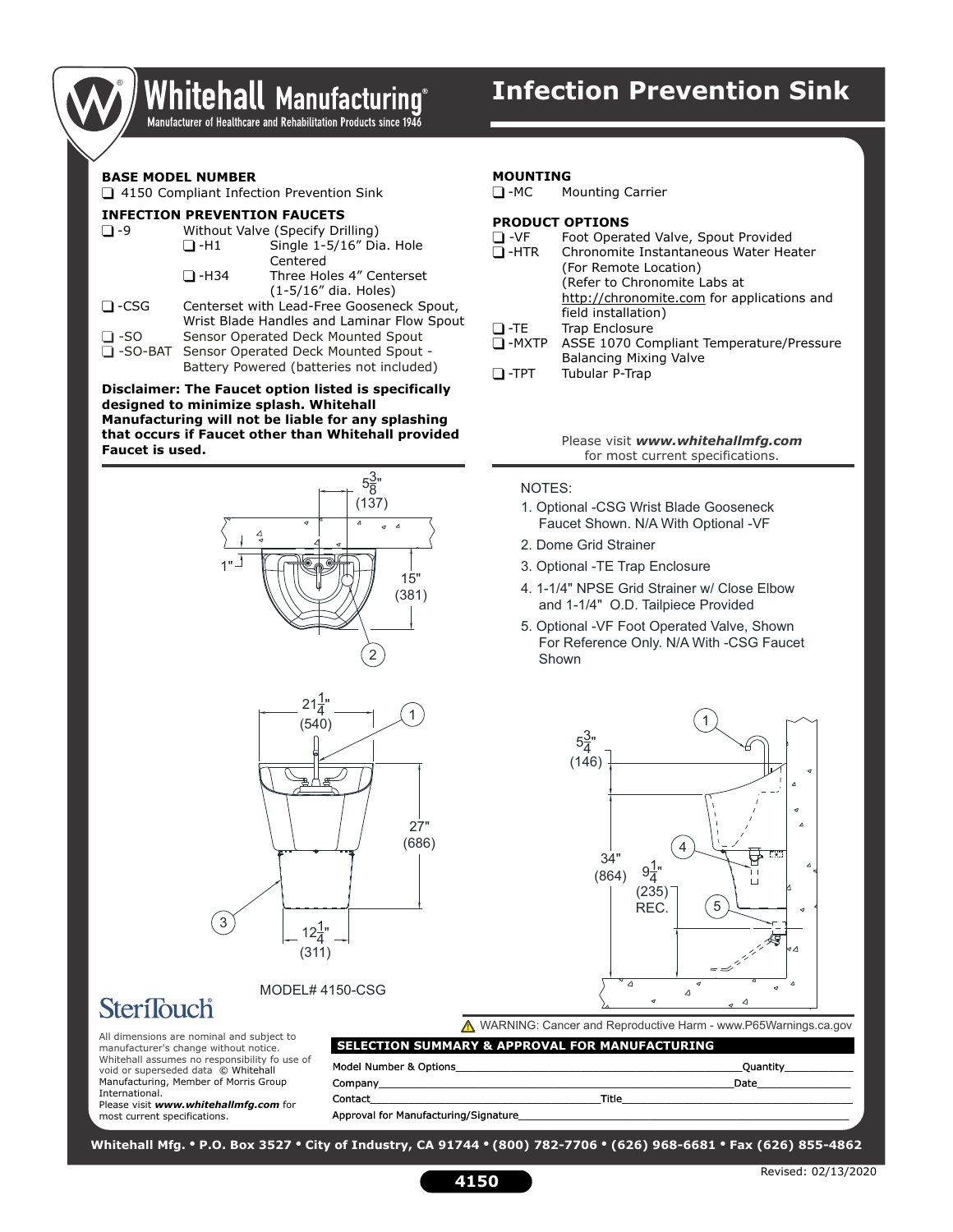# Whitehall Manufacturing®

Manufacturer of Healthcare and Rehabilitation Products since 1946

# Infection Prevention Sink

**BASE MODEL NUMBER**

❑ 4150 Compliant Infection Prevention Sink

**INFECTION PREVENTION FAUCETS**

❑ -9 Without Valve (Specify Drilling)
- ❑ -H1 Single 1-5/16" Dia. Hole Centered
- ❑ -H34 Three Holes 4" Centerset (1-5/16" dia. Holes)

❑ -CSG Centerset with Lead-Free Gooseneck Spout, Wrist Blade Handles and Laminar Flow Spout

❑ -SO Sensor Operated Deck Mounted Spout

❑ -SO-BAT Sensor Operated Deck Mounted Spout - Battery Powered (batteries not included)

**Disclaimer: The Faucet option listed is specifically designed to minimize splash. Whitehall Manufacturing will not be liable for any splashing that occurs if Faucet other than Whitehall provided Faucet is used.**

**MOUNTING**

❑ -MC Mounting Carrier

**PRODUCT OPTIONS**

❑ -VF Foot Operated Valve, Spout Provided

❑ -HTR Chronomite Instantaneous Water Heater (For Remote Location) (Refer to Chronomite Labs at http://chronomite.com for applications and field installation)

❑ -TE Trap Enclosure

❑ -MXTP ASSE 1070 Compliant Temperature/Pressure Balancing Mixing Valve

❑ -TPT Tubular P-Trap

Please visit ***www.whitehallmfg.com*** for most current specifications.

NOTES:
1. Optional -CSG Wrist Blade Gooseneck Faucet Shown. N/A With Optional -VF
2. Dome Grid Strainer
3. Optional -TE Trap Enclosure
4. 1-1/4" NPSE Grid Strainer w/ Close Elbow and 1-1/4" O.D. Tailpiece Provided
5. Optional -VF Foot Operated Valve, Shown For Reference Only. N/A With -CSG Faucet Shown

5 3/8" (137)
1"
15" (381)
2

21 1/4" (540)
1
27" (686)
3
12 1/4" (311)

MODEL# 4150-CSG

1
5 3/4" (146)
4
34" (864)
9 1/4" (235) REC.
5

SteriTouch®

All dimensions are nominal and subject to manufacturer's change without notice. Whitehall assumes no responsibility fo use of void or superseded data © Whitehall Manufacturing, Member of Morris Group International.
Please visit ***www.whitehallmfg.com*** for most current specifications.

⚠ WARNING: Cancer and Reproductive Harm - www.P65Warnings.ca.gov

**SELECTION SUMMARY & APPROVAL FOR MANUFACTURING**

Model Number & Options__________ Quantity__________

Company__________ Date__________

Contact__________ Title__________

Approval for Manufacturing/Signature__________

**Whitehall Mfg. • P.O. Box 3527 • City of Industry, CA 91744 • (800) 782-7706 • (626) 968-6681 • Fax (626) 855-4862**

Revised: 02/13/2020

**4150**